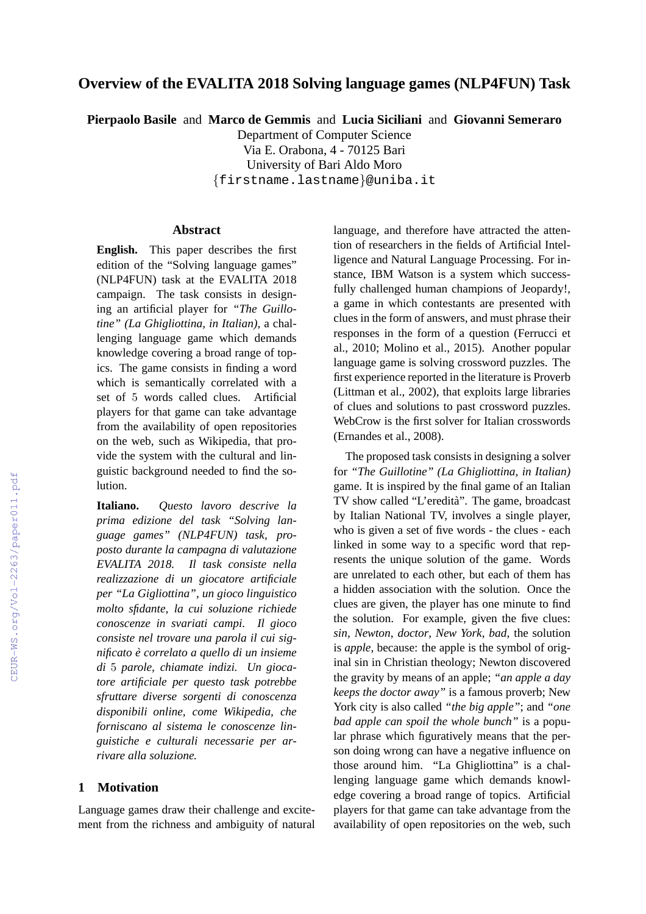# Overview of the EVALITA 2018 Solving language games (NLP4FUN) Task

**Pierpaolo Basile** and **Marco de Gemmis** and **Lucia Siciliani** and **Giovanni Semeraro**
Department of Computer Science
Via E. Orabona, 4 - 70125 Bari
University of Bari Aldo Moro
{firstname.lastname}@uniba.it

## Abstract

**English.** This paper describes the first edition of the "Solving language games" (NLP4FUN) task at the EVALITA 2018 campaign. The task consists in designing an artificial player for *"The Guillotine" (La Ghigliottina, in Italian)*, a challenging language game which demands knowledge covering a broad range of topics. The game consists in finding a word which is semantically correlated with a set of 5 words called clues. Artificial players for that game can take advantage from the availability of open repositories on the web, such as Wikipedia, that provide the system with the cultural and linguistic background needed to find the solution.

**Italiano.** *Questo lavoro descrive la prima edizione del task "Solving language games" (NLP4FUN) task, proposto durante la campagna di valutazione EVALITA 2018. Il task consiste nella realizzazione di un giocatore artificiale per "La Gigliottina", un gioco linguistico molto sfidante, la cui soluzione richiede conoscenze in svariati campi. Il gioco consiste nel trovare una parola il cui significato è correlato a quello di un insieme di 5 parole, chiamate indizi. Un giocatore artificiale per questo task potrebbe sfruttare diverse sorgenti di conoscenza disponibili online, come Wikipedia, che forniscano al sistema le conoscenze linguistiche e culturali necessarie per arrivare alla soluzione.*

## 1 Motivation

Language games draw their challenge and excitement from the richness and ambiguity of natural language, and therefore have attracted the attention of researchers in the fields of Artificial Intelligence and Natural Language Processing. For instance, IBM Watson is a system which successfully challenged human champions of Jeopardy!, a game in which contestants are presented with clues in the form of answers, and must phrase their responses in the form of a question (Ferrucci et al., 2010; Molino et al., 2015). Another popular language game is solving crossword puzzles. The first experience reported in the literature is Proverb (Littman et al., 2002), that exploits large libraries of clues and solutions to past crossword puzzles. WebCrow is the first solver for Italian crosswords (Ernandes et al., 2008).

The proposed task consists in designing a solver for *"The Guillotine" (La Ghigliottina, in Italian)* game. It is inspired by the final game of an Italian TV show called "L'eredità". The game, broadcast by Italian National TV, involves a single player, who is given a set of five words - the clues - each linked in some way to a specific word that represents the unique solution of the game. Words are unrelated to each other, but each of them has a hidden association with the solution. Once the clues are given, the player has one minute to find the solution. For example, given the five clues: *sin*, *Newton*, *doctor*, *New York*, *bad*, the solution is *apple*, because: the apple is the symbol of original sin in Christian theology; Newton discovered the gravity by means of an apple; *"an apple a day keeps the doctor away"* is a famous proverb; New York city is also called *"the big apple"*; and *"one bad apple can spoil the whole bunch"* is a popular phrase which figuratively means that the person doing wrong can have a negative influence on those around him. "La Ghigliottina" is a challenging language game which demands knowledge covering a broad range of topics. Artificial players for that game can take advantage from the availability of open repositories on the web, such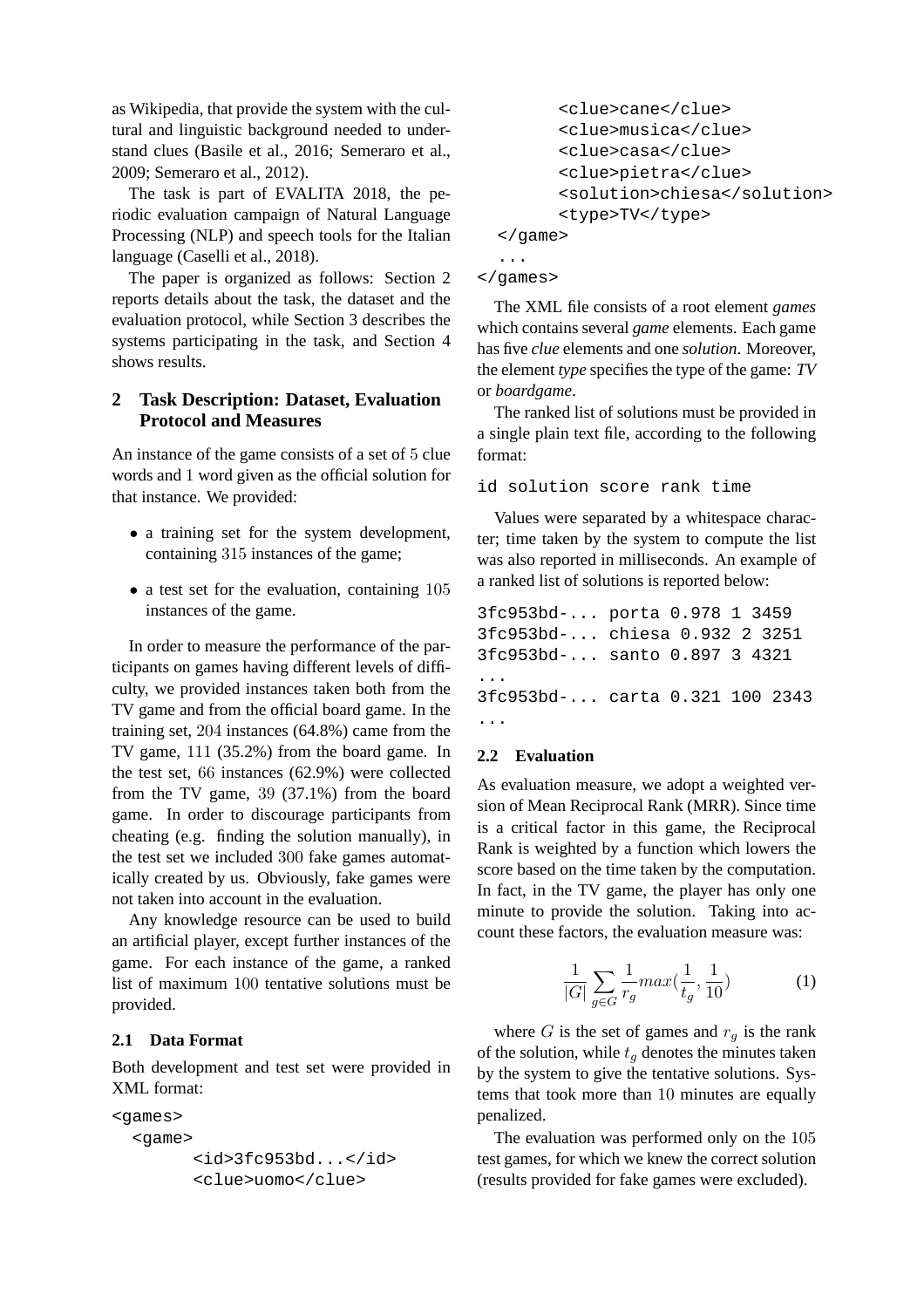as Wikipedia, that provide the system with the cultural and linguistic background needed to understand clues (Basile et al., 2016; Semeraro et al., 2009; Semeraro et al., 2012).

The task is part of EVALITA 2018, the periodic evaluation campaign of Natural Language Processing (NLP) and speech tools for the Italian language (Caselli et al., 2018).

The paper is organized as follows: Section 2 reports details about the task, the dataset and the evaluation protocol, while Section 3 describes the systems participating in the task, and Section 4 shows results.

## 2 Task Description: Dataset, Evaluation Protocol and Measures

An instance of the game consists of a set of 5 clue words and 1 word given as the official solution for that instance. We provided:

- a training set for the system development, containing 315 instances of the game;
- a test set for the evaluation, containing 105 instances of the game.

In order to measure the performance of the participants on games having different levels of difficulty, we provided instances taken both from the TV game and from the official board game. In the training set, 204 instances (64.8%) came from the TV game, 111 (35.2%) from the board game. In the test set, 66 instances (62.9%) were collected from the TV game, 39 (37.1%) from the board game. In order to discourage participants from cheating (e.g. finding the solution manually), in the test set we included 300 fake games automatically created by us. Obviously, fake games were not taken into account in the evaluation.

Any knowledge resource can be used to build an artificial player, except further instances of the game. For each instance of the game, a ranked list of maximum 100 tentative solutions must be provided.

### 2.1 Data Format

Both development and test set were provided in XML format:

```
<games>
  <game>
        <id>3fc953bd...</id>
        <clue>uomo</clue>
        <clue>cane</clue>
        <clue>musica</clue>
        <clue>casa</clue>
        <clue>pietra</clue>
        <solution>chiesa</solution>
        <type>TV</type>
  </game>
  ...
</games>
```

The XML file consists of a root element *games* which contains several *game* elements. Each game has five *clue* elements and one *solution*. Moreover, the element *type* specifies the type of the game: *TV* or *boardgame*.

The ranked list of solutions must be provided in a single plain text file, according to the following format:

```
id solution score rank time
```

Values were separated by a whitespace character; time taken by the system to compute the list was also reported in milliseconds. An example of a ranked list of solutions is reported below:

```
3fc953bd-... porta 0.978 1 3459
3fc953bd-... chiesa 0.932 2 3251
3fc953bd-... santo 0.897 3 4321
...
3fc953bd-... carta 0.321 100 2343
...
```

### 2.2 Evaluation

As evaluation measure, we adopt a weighted version of Mean Reciprocal Rank (MRR). Since time is a critical factor in this game, the Reciprocal Rank is weighted by a function which lowers the score based on the time taken by the computation. In fact, in the TV game, the player has only one minute to provide the solution. Taking into account these factors, the evaluation measure was:

$$\frac{1}{|G|}\sum_{g \in G}\frac{1}{r_g}max(\frac{1}{t_g},\frac{1}{10}) \quad (1)$$

where $G$ is the set of games and $r_g$ is the rank of the solution, while $t_g$ denotes the minutes taken by the system to give the tentative solutions. Systems that took more than 10 minutes are equally penalized.

The evaluation was performed only on the 105 test games, for which we knew the correct solution (results provided for fake games were excluded).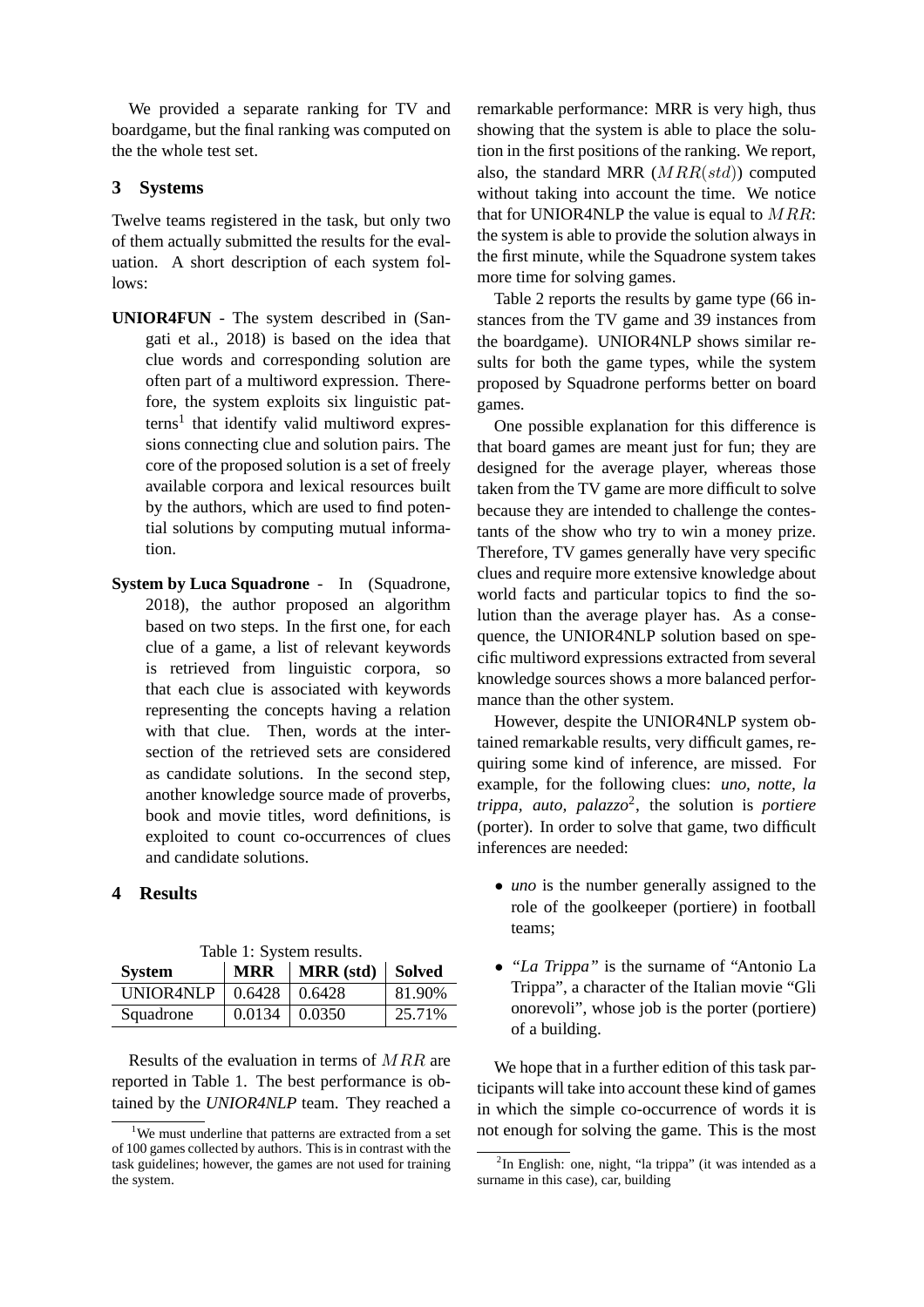We provided a separate ranking for TV and boardgame, but the final ranking was computed on the the whole test set.

## 3 Systems

Twelve teams registered in the task, but only two of them actually submitted the results for the evaluation. A short description of each system follows:

**UNIOR4FUN** - The system described in (Sangati et al., 2018) is based on the idea that clue words and corresponding solution are often part of a multiword expression. Therefore, the system exploits six linguistic patterns[1] that identify valid multiword expressions connecting clue and solution pairs. The core of the proposed solution is a set of freely available corpora and lexical resources built by the authors, which are used to find potential solutions by computing mutual information.

**System by Luca Squadrone** - In (Squadrone, 2018), the author proposed an algorithm based on two steps. In the first one, for each clue of a game, a list of relevant keywords is retrieved from linguistic corpora, so that each clue is associated with keywords representing the concepts having a relation with that clue. Then, words at the intersection of the retrieved sets are considered as candidate solutions. In the second step, another knowledge source made of proverbs, book and movie titles, word definitions, is exploited to count co-occurrences of clues and candidate solutions.

## 4 Results

Table 1: System results.

| System | MRR | MRR (std) | Solved |
|---|---|---|---|
| UNIOR4NLP | 0.6428 | 0.6428 | 81.90% |
| Squadrone | 0.0134 | 0.0350 | 25.71% |

Results of the evaluation in terms of $MRR$ are reported in Table 1. The best performance is obtained by the *UNIOR4NLP* team. They reached a remarkable performance: MRR is very high, thus showing that the system is able to place the solution in the first positions of the ranking. We report, also, the standard MRR ($MRR(std)$) computed without taking into account the time. We notice that for UNIOR4NLP the value is equal to $MRR$: the system is able to provide the solution always in the first minute, while the Squadrone system takes more time for solving games.

Table 2 reports the results by game type (66 instances from the TV game and 39 instances from the boardgame). UNIOR4NLP shows similar results for both the game types, while the system proposed by Squadrone performs better on board games.

One possible explanation for this difference is that board games are meant just for fun; they are designed for the average player, whereas those taken from the TV game are more difficult to solve because they are intended to challenge the contestants of the show who try to win a money prize. Therefore, TV games generally have very specific clues and require more extensive knowledge about world facts and particular topics to find the solution than the average player has. As a consequence, the UNIOR4NLP solution based on specific multiword expressions extracted from several knowledge sources shows a more balanced performance than the other system.

However, despite the UNIOR4NLP system obtained remarkable results, very difficult games, requiring some kind of inference, are missed. For example, for the following clues: *uno, notte, la trippa, auto, palazzo*[2], the solution is *portiere* (porter). In order to solve that game, two difficult inferences are needed:

- *uno* is the number generally assigned to the role of the goolkeeper (portiere) in football teams;
- *"La Trippa"* is the surname of "Antonio La Trippa", a character of the Italian movie "Gli onorevoli", whose job is the porter (portiere) of a building.

We hope that in a further edition of this task participants will take into account these kind of games in which the simple co-occurrence of words it is not enough for solving the game. This is the most

[1] We must underline that patterns are extracted from a set of 100 games collected by authors. This is in contrast with the task guidelines; however, the games are not used for training the system.

[2] In English: one, night, "la trippa" (it was intended as a surname in this case), car, building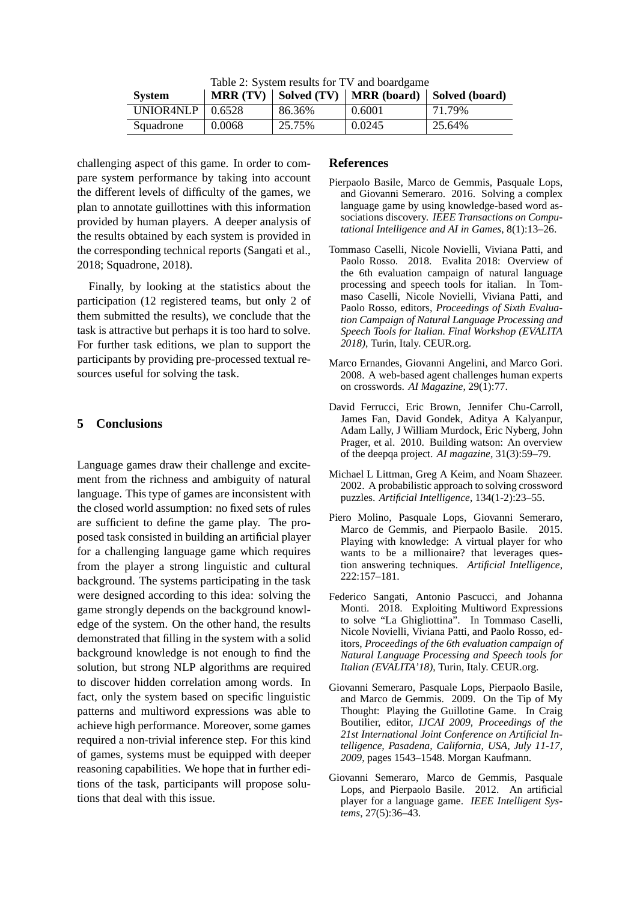Table 2: System results for TV and boardgame

| System | MRR (TV) | Solved (TV) | MRR (board) | Solved (board) |
|---|---|---|---|---|
| UNIOR4NLP | 0.6528 | 86.36% | 0.6001 | 71.79% |
| Squadrone | 0.0068 | 25.75% | 0.0245 | 25.64% |

challenging aspect of this game. In order to compare system performance by taking into account the different levels of difficulty of the games, we plan to annotate guillottines with this information provided by human players. A deeper analysis of the results obtained by each system is provided in the corresponding technical reports (Sangati et al., 2018; Squadrone, 2018).

Finally, by looking at the statistics about the participation (12 registered teams, but only 2 of them submitted the results), we conclude that the task is attractive but perhaps it is too hard to solve. For further task editions, we plan to support the participants by providing pre-processed textual resources useful for solving the task.

## 5 Conclusions

Language games draw their challenge and excitement from the richness and ambiguity of natural language. This type of games are inconsistent with the closed world assumption: no fixed sets of rules are sufficient to define the game play. The proposed task consisted in building an artificial player for a challenging language game which requires from the player a strong linguistic and cultural background. The systems participating in the task were designed according to this idea: solving the game strongly depends on the background knowledge of the system. On the other hand, the results demonstrated that filling in the system with a solid background knowledge is not enough to find the solution, but strong NLP algorithms are required to discover hidden correlation among words. In fact, only the system based on specific linguistic patterns and multiword expressions was able to achieve high performance. Moreover, some games required a non-trivial inference step. For this kind of games, systems must be equipped with deeper reasoning capabilities. We hope that in further editions of the task, participants will propose solutions that deal with this issue.

## References

Pierpaolo Basile, Marco de Gemmis, Pasquale Lops, and Giovanni Semeraro. 2016. Solving a complex language game by using knowledge-based word associations discovery. *IEEE Transactions on Computational Intelligence and AI in Games*, 8(1):13–26.

Tommaso Caselli, Nicole Novielli, Viviana Patti, and Paolo Rosso. 2018. Evalita 2018: Overview of the 6th evaluation campaign of natural language processing and speech tools for italian. In Tommaso Caselli, Nicole Novielli, Viviana Patti, and Paolo Rosso, editors, *Proceedings of Sixth Evaluation Campaign of Natural Language Processing and Speech Tools for Italian. Final Workshop (EVALITA 2018)*, Turin, Italy. CEUR.org.

Marco Ernandes, Giovanni Angelini, and Marco Gori. 2008. A web-based agent challenges human experts on crosswords. *AI Magazine*, 29(1):77.

David Ferrucci, Eric Brown, Jennifer Chu-Carroll, James Fan, David Gondek, Aditya A Kalyanpur, Adam Lally, J William Murdock, Eric Nyberg, John Prager, et al. 2010. Building watson: An overview of the deepqa project. *AI magazine*, 31(3):59–79.

Michael L Littman, Greg A Keim, and Noam Shazeer. 2002. A probabilistic approach to solving crossword puzzles. *Artificial Intelligence*, 134(1-2):23–55.

Piero Molino, Pasquale Lops, Giovanni Semeraro, Marco de Gemmis, and Pierpaolo Basile. 2015. Playing with knowledge: A virtual player for who wants to be a millionaire? that leverages question answering techniques. *Artificial Intelligence*, 222:157–181.

Federico Sangati, Antonio Pascucci, and Johanna Monti. 2018. Exploiting Multiword Expressions to solve "La Ghigliottina". In Tommaso Caselli, Nicole Novielli, Viviana Patti, and Paolo Rosso, editors, *Proceedings of the 6th evaluation campaign of Natural Language Processing and Speech tools for Italian (EVALITA'18)*, Turin, Italy. CEUR.org.

Giovanni Semeraro, Pasquale Lops, Pierpaolo Basile, and Marco de Gemmis. 2009. On the Tip of My Thought: Playing the Guillotine Game. In Craig Boutilier, editor, *IJCAI 2009, Proceedings of the 21st International Joint Conference on Artificial Intelligence, Pasadena, California, USA, July 11-17, 2009*, pages 1543–1548. Morgan Kaufmann.

Giovanni Semeraro, Marco de Gemmis, Pasquale Lops, and Pierpaolo Basile. 2012. An artificial player for a language game. *IEEE Intelligent Systems*, 27(5):36–43.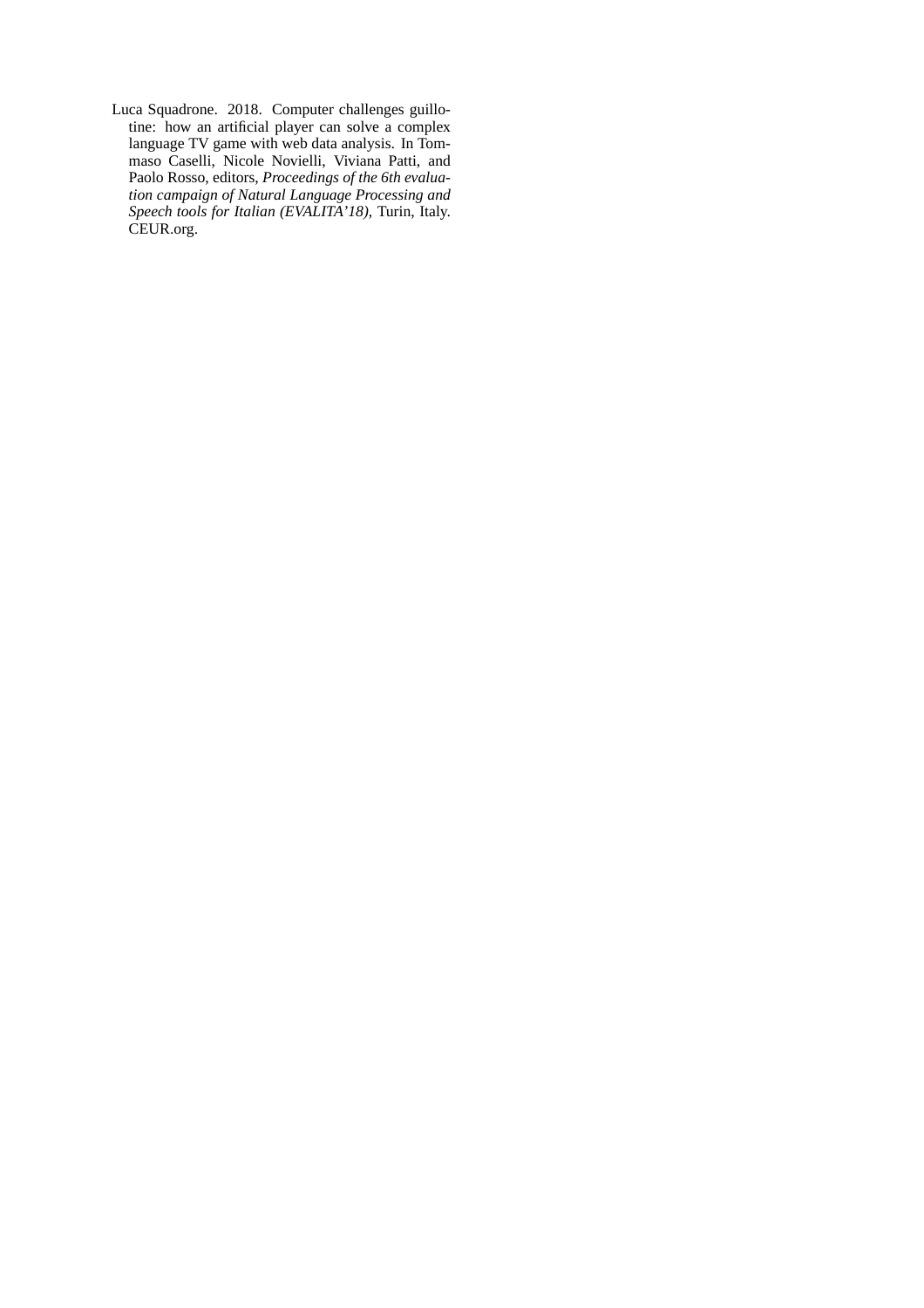Luca Squadrone. 2018. Computer challenges guillotine: how an artificial player can solve a complex language TV game with web data analysis. In Tommaso Caselli, Nicole Novielli, Viviana Patti, and Paolo Rosso, editors, *Proceedings of the 6th evaluation campaign of Natural Language Processing and Speech tools for Italian (EVALITA'18)*, Turin, Italy. CEUR.org.